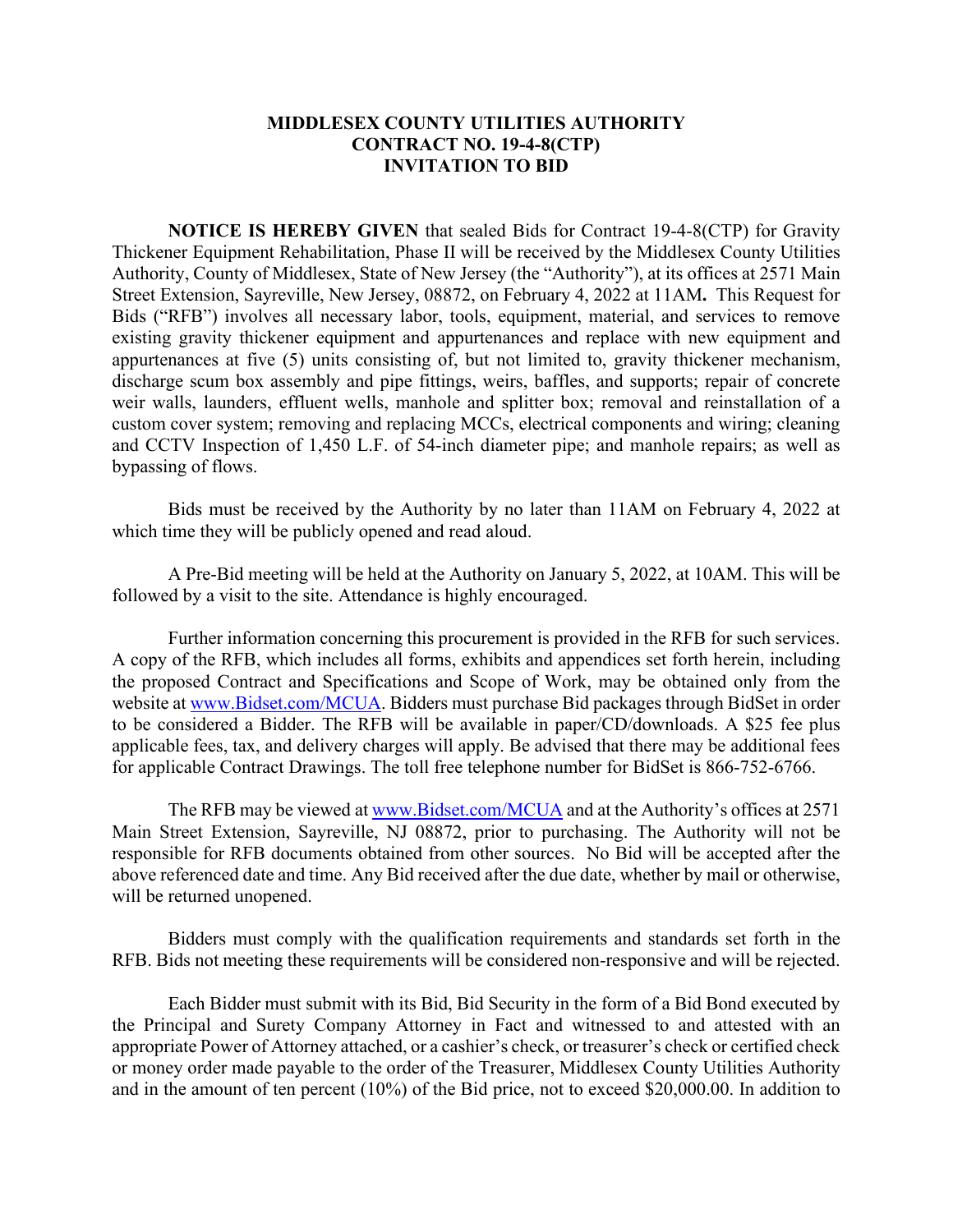# MIDDLESEX COUNTY UTILITIES AUTHORITY
## CONTRACT NO. 19-4-8(CTP)
## INVITATION TO BID

**NOTICE IS HEREBY GIVEN** that sealed Bids for Contract 19-4-8(CTP) for Gravity Thickener Equipment Rehabilitation, Phase II will be received by the Middlesex County Utilities Authority, County of Middlesex, State of New Jersey (the "Authority"), at its offices at 2571 Main Street Extension, Sayreville, New Jersey, 08872, on February 4, 2022 at 11AM**.** This Request for Bids ("RFB") involves all necessary labor, tools, equipment, material, and services to remove existing gravity thickener equipment and appurtenances and replace with new equipment and appurtenances at five (5) units consisting of, but not limited to, gravity thickener mechanism, discharge scum box assembly and pipe fittings, weirs, baffles, and supports; repair of concrete weir walls, launders, effluent wells, manhole and splitter box; removal and reinstallation of a custom cover system; removing and replacing MCCs, electrical components and wiring; cleaning and CCTV Inspection of 1,450 L.F. of 54-inch diameter pipe; and manhole repairs; as well as bypassing of flows.

Bids must be received by the Authority by no later than 11AM on February 4, 2022 at which time they will be publicly opened and read aloud.

A Pre-Bid meeting will be held at the Authority on January 5, 2022, at 10AM. This will be followed by a visit to the site. Attendance is highly encouraged.

Further information concerning this procurement is provided in the RFB for such services. A copy of the RFB, which includes all forms, exhibits and appendices set forth herein, including the proposed Contract and Specifications and Scope of Work, may be obtained only from the website at [www.Bidset.com/MCUA](http://www.Bidset.com/MCUA). Bidders must purchase Bid packages through BidSet in order to be considered a Bidder. The RFB will be available in paper/CD/downloads. A $25 fee plus applicable fees, tax, and delivery charges will apply. Be advised that there may be additional fees for applicable Contract Drawings. The toll free telephone number for BidSet is 866-752-6766.

The RFB may be viewed at [www.Bidset.com/MCUA](http://www.Bidset.com/MCUA) and at the Authority's offices at 2571 Main Street Extension, Sayreville, NJ 08872, prior to purchasing. The Authority will not be responsible for RFB documents obtained from other sources. No Bid will be accepted after the above referenced date and time. Any Bid received after the due date, whether by mail or otherwise, will be returned unopened.

Bidders must comply with the qualification requirements and standards set forth in the RFB. Bids not meeting these requirements will be considered non-responsive and will be rejected.

Each Bidder must submit with its Bid, Bid Security in the form of a Bid Bond executed by the Principal and Surety Company Attorney in Fact and witnessed to and attested with an appropriate Power of Attorney attached, or a cashier's check, or treasurer's check or certified check or money order made payable to the order of the Treasurer, Middlesex County Utilities Authority and in the amount of ten percent (10%) of the Bid price, not to exceed $20,000.00. In addition to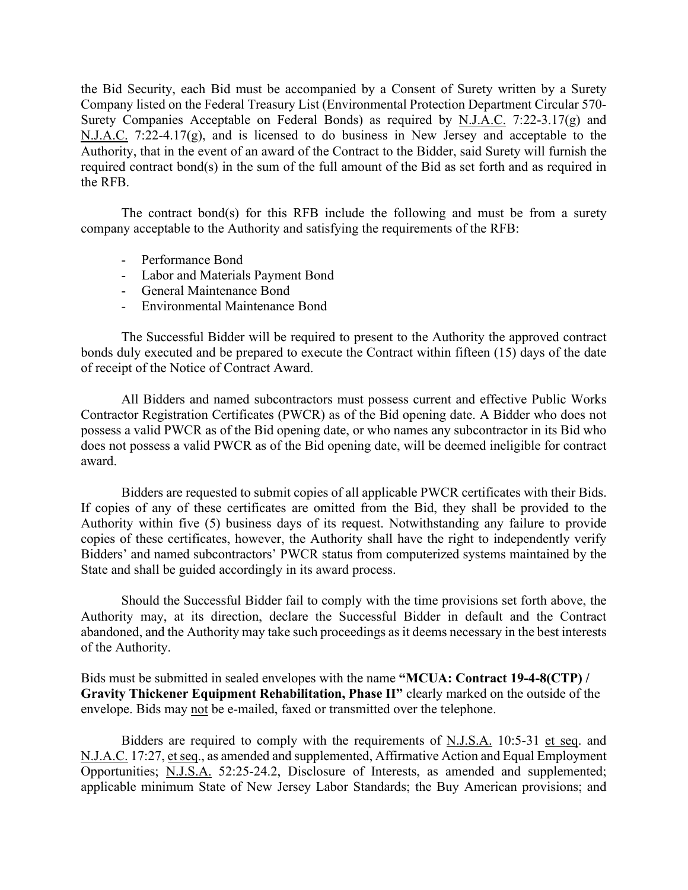the Bid Security, each Bid must be accompanied by a Consent of Surety written by a Surety Company listed on the Federal Treasury List (Environmental Protection Department Circular 570-Surety Companies Acceptable on Federal Bonds) as required by N.J.A.C. 7:22-3.17(g) and N.J.A.C. 7:22-4.17(g), and is licensed to do business in New Jersey and acceptable to the Authority, that in the event of an award of the Contract to the Bidder, said Surety will furnish the required contract bond(s) in the sum of the full amount of the Bid as set forth and as required in the RFB.

The contract bond(s) for this RFB include the following and must be from a surety company acceptable to the Authority and satisfying the requirements of the RFB:

- Performance Bond
- Labor and Materials Payment Bond
- General Maintenance Bond
- Environmental Maintenance Bond

The Successful Bidder will be required to present to the Authority the approved contract bonds duly executed and be prepared to execute the Contract within fifteen (15) days of the date of receipt of the Notice of Contract Award.

All Bidders and named subcontractors must possess current and effective Public Works Contractor Registration Certificates (PWCR) as of the Bid opening date. A Bidder who does not possess a valid PWCR as of the Bid opening date, or who names any subcontractor in its Bid who does not possess a valid PWCR as of the Bid opening date, will be deemed ineligible for contract award.

Bidders are requested to submit copies of all applicable PWCR certificates with their Bids. If copies of any of these certificates are omitted from the Bid, they shall be provided to the Authority within five (5) business days of its request. Notwithstanding any failure to provide copies of these certificates, however, the Authority shall have the right to independently verify Bidders' and named subcontractors' PWCR status from computerized systems maintained by the State and shall be guided accordingly in its award process.

Should the Successful Bidder fail to comply with the time provisions set forth above, the Authority may, at its direction, declare the Successful Bidder in default and the Contract abandoned, and the Authority may take such proceedings as it deems necessary in the best interests of the Authority.

Bids must be submitted in sealed envelopes with the name **"MCUA: Contract 19-4-8(CTP) / Gravity Thickener Equipment Rehabilitation, Phase II"** clearly marked on the outside of the envelope. Bids may not be e-mailed, faxed or transmitted over the telephone.

Bidders are required to comply with the requirements of N.J.S.A. 10:5-31 et seq. and N.J.A.C. 17:27, et seq., as amended and supplemented, Affirmative Action and Equal Employment Opportunities; N.J.S.A. 52:25-24.2, Disclosure of Interests, as amended and supplemented; applicable minimum State of New Jersey Labor Standards; the Buy American provisions; and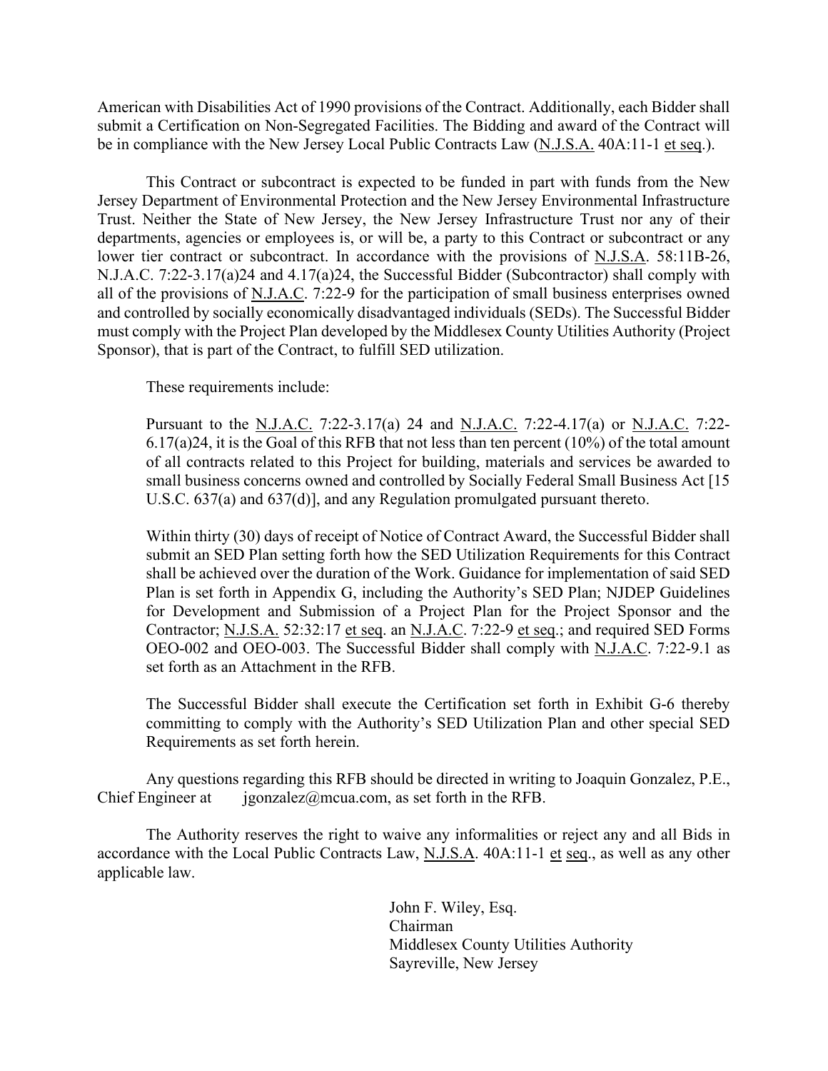American with Disabilities Act of 1990 provisions of the Contract. Additionally, each Bidder shall submit a Certification on Non-Segregated Facilities. The Bidding and award of the Contract will be in compliance with the New Jersey Local Public Contracts Law (N.J.S.A. 40A:11-1 et seq.).

This Contract or subcontract is expected to be funded in part with funds from the New Jersey Department of Environmental Protection and the New Jersey Environmental Infrastructure Trust. Neither the State of New Jersey, the New Jersey Infrastructure Trust nor any of their departments, agencies or employees is, or will be, a party to this Contract or subcontract or any lower tier contract or subcontract. In accordance with the provisions of N.J.S.A. 58:11B-26, N.J.A.C. 7:22-3.17(a)24 and 4.17(a)24, the Successful Bidder (Subcontractor) shall comply with all of the provisions of N.J.A.C. 7:22-9 for the participation of small business enterprises owned and controlled by socially economically disadvantaged individuals (SEDs). The Successful Bidder must comply with the Project Plan developed by the Middlesex County Utilities Authority (Project Sponsor), that is part of the Contract, to fulfill SED utilization.

These requirements include:

> Pursuant to the N.J.A.C. 7:22-3.17(a) 24 and N.J.A.C. 7:22-4.17(a) or N.J.A.C. 7:22-6.17(a)24, it is the Goal of this RFB that not less than ten percent (10%) of the total amount of all contracts related to this Project for building, materials and services be awarded to small business concerns owned and controlled by Socially Federal Small Business Act [15 U.S.C. 637(a) and 637(d)], and any Regulation promulgated pursuant thereto.
>
> Within thirty (30) days of receipt of Notice of Contract Award, the Successful Bidder shall submit an SED Plan setting forth how the SED Utilization Requirements for this Contract shall be achieved over the duration of the Work. Guidance for implementation of said SED Plan is set forth in Appendix G, including the Authority's SED Plan; NJDEP Guidelines for Development and Submission of a Project Plan for the Project Sponsor and the Contractor; N.J.S.A. 52:32:17 et seq. an N.J.A.C. 7:22-9 et seq.; and required SED Forms OEO-002 and OEO-003. The Successful Bidder shall comply with N.J.A.C. 7:22-9.1 as set forth as an Attachment in the RFB.
>
> The Successful Bidder shall execute the Certification set forth in Exhibit G-6 thereby committing to comply with the Authority's SED Utilization Plan and other special SED Requirements as set forth herein.

Any questions regarding this RFB should be directed in writing to Joaquin Gonzalez, P.E., Chief Engineer at jgonzalez@mcua.com, as set forth in the RFB.

The Authority reserves the right to waive any informalities or reject any and all Bids in accordance with the Local Public Contracts Law, N.J.S.A. 40A:11-1 et seq., as well as any other applicable law.

John F. Wiley, Esq.
Chairman
Middlesex County Utilities Authority
Sayreville, New Jersey